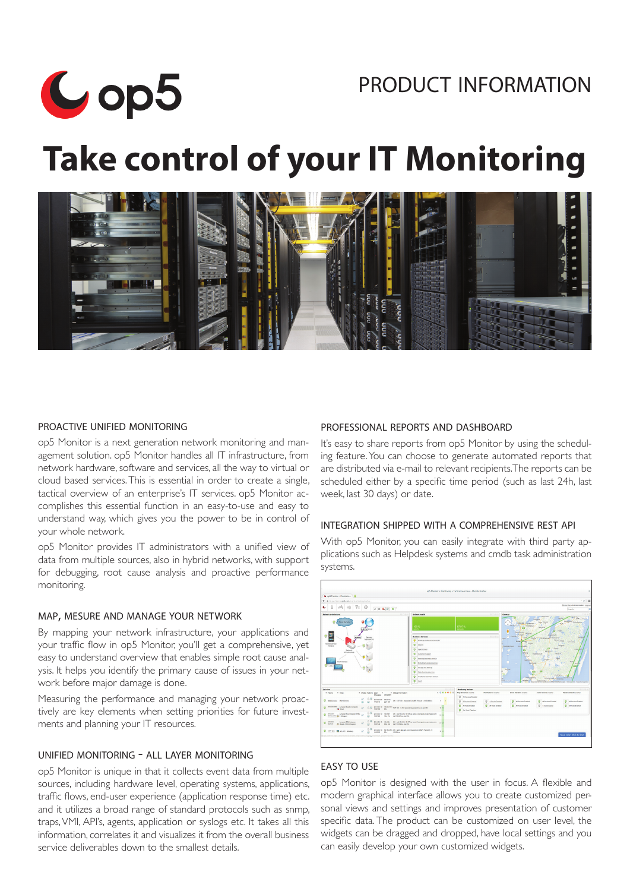op5

PRODUCT INFORMATION

# Take control of your IT Monitoring

## PROACTIVE UNIFIED MONITORING

op5 Monitor is a next generation network monitoring and management solution. op5 Monitor handles all IT infrastructure, from network hardware, software and services, all the way to virtual or cloud based services. This is essential in order to create a single, tactical overview of an enterprise's IT services. op5 Monitor accomplishes this essential function in an easy-to-use and easy to understand way, which gives you the power to be in control of your whole network.

op5 Monitor provides IT administrators with a unified view of data from multiple sources, also in hybrid networks, with support for debugging, root cause analysis and proactive performance monitoring.

## MAP, MESURE AND MANAGE YOUR NETWORK

By mapping your network infrastructure, your applications and your traffic flow in op5 Monitor, you'll get a comprehensive, yet easy to understand overview that enables simple root cause analysis. It helps you identify the primary cause of issues in your network before major damage is done.

Measuring the performance and managing your network proactively are key elements when setting priorities for future investments and planning your IT resources.

## UNIFIED MONITORING - ALL LAYER MONITORING

op5 Monitor is unique in that it collects event data from multiple sources, including hardware level, operating systems, applications, traffic flows, end-user experience (application response time) etc. and it utilizes a broad range of standard protocols such as snmp, traps, VMI, API's, agents, application or syslogs etc. It takes all this information, correlates it and visualizes it from the overall business service deliverables down to the smallest details.

## PROFESSIONAL REPORTS AND DASHBOARD

It's easy to share reports from op5 Monitor by using the scheduling feature. You can choose to generate automated reports that are distributed via e-mail to relevant recipients. The reports can be scheduled either by a specific time period (such as last 24h, last week, last 30 days) or date.

## INTEGRATION SHIPPED WITH A COMPREHENSIVE REST API

With op5 Monitor, you can easily integrate with third party applications such as Helpdesk systems and cmdb task administration systems.

## EASY TO USE

op5 Monitor is designed with the user in focus. A flexible and modern graphical interface allows you to create customized personal views and settings and improves presentation of customer specific data. The product can be customized on user level, the widgets can be dragged and dropped, have local settings and you can easily develop your own customized widgets.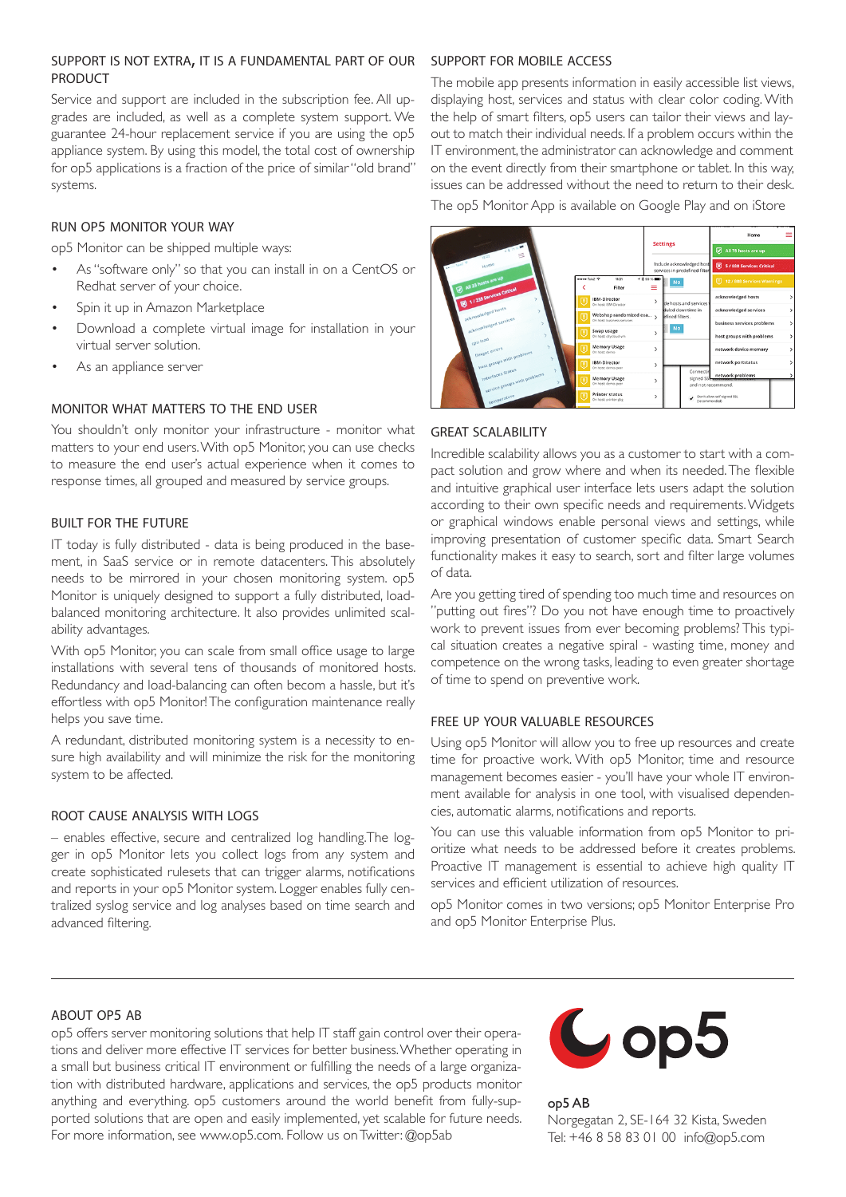## SUPPORT IS NOT EXTRA, IT IS A FUNDAMENTAL PART OF OUR PRODUCT

Service and support are included in the subscription fee. All upgrades are included, as well as a complete system support. We guarantee 24-hour replacement service if you are using the op5 appliance system. By using this model, the total cost of ownership for op5 applications is a fraction of the price of similar "old brand" systems.

## RUN OP5 MONITOR YOUR WAY

op5 Monitor can be shipped multiple ways:

- As "software only" so that you can install in on a CentOS or Redhat server of your choice.
- Spin it up in Amazon Marketplace
- Download a complete virtual image for installation in your virtual server solution.
- As an appliance server

## MONITOR WHAT MATTERS TO THE END USER

You shouldn't only monitor your infrastructure - monitor what matters to your end users. With op5 Monitor, you can use checks to measure the end user's actual experience when it comes to response times, all grouped and measured by service groups.

## BUILT FOR THE FUTURE

IT today is fully distributed - data is being produced in the basement, in SaaS service or in remote datacenters. This absolutely needs to be mirrored in your chosen monitoring system. op5 Monitor is uniquely designed to support a fully distributed, load-balanced monitoring architecture. It also provides unlimited scalability advantages.

With op5 Monitor, you can scale from small office usage to large installations with several tens of thousands of monitored hosts. Redundancy and load-balancing can often becom a hassle, but it's effortless with op5 Monitor! The configuration maintenance really helps you save time.

A redundant, distributed monitoring system is a necessity to ensure high availability and will minimize the risk for the monitoring system to be affected.

## ROOT CAUSE ANALYSIS WITH LOGS

– enables effective, secure and centralized log handling. The logger in op5 Monitor lets you collect logs from any system and create sophisticated rulesets that can trigger alarms, notifications and reports in your op5 Monitor system. Logger enables fully centralized syslog service and log analyses based on time search and advanced filtering.

## SUPPORT FOR MOBILE ACCESS

The mobile app presents information in easily accessible list views, displaying host, services and status with clear color coding. With the help of smart filters, op5 users can tailor their views and layout to match their individual needs. If a problem occurs within the IT environment, the administrator can acknowledge and comment on the event directly from their smartphone or tablet. In this way, issues can be addressed without the need to return to their desk.

The op5 Monitor App is available on Google Play and on iStore

## GREAT SCALABILITY

Incredible scalability allows you as a customer to start with a compact solution and grow where and when its needed. The flexible and intuitive graphical user interface lets users adapt the solution according to their own specific needs and requirements. Widgets or graphical windows enable personal views and settings, while improving presentation of customer specific data. Smart Search functionality makes it easy to search, sort and filter large volumes of data.

Are you getting tired of spending too much time and resources on "putting out fires"? Do you not have enough time to proactively work to prevent issues from ever becoming problems? This typical situation creates a negative spiral - wasting time, money and competence on the wrong tasks, leading to even greater shortage of time to spend on preventive work.

## FREE UP YOUR VALUABLE RESOURCES

Using op5 Monitor will allow you to free up resources and create time for proactive work. With op5 Monitor, time and resource management becomes easier - you'll have your whole IT environment available for analysis in one tool, with visualised dependencies, automatic alarms, notifications and reports.

You can use this valuable information from op5 Monitor to prioritize what needs to be addressed before it creates problems. Proactive IT management is essential to achieve high quality IT services and efficient utilization of resources.

op5 Monitor comes in two versions; op5 Monitor Enterprise Pro and op5 Monitor Enterprise Plus.

## ABOUT OP5 AB

op5 offers server monitoring solutions that help IT staff gain control over their operations and deliver more effective IT services for better business. Whether operating in a small but business critical IT environment or fulfilling the needs of a large organization with distributed hardware, applications and services, the op5 products monitor anything and everything. op5 customers around the world benefit from fully-supported solutions that are open and easily implemented, yet scalable for future needs. For more information, see www.op5.com. Follow us on Twitter: @op5ab

op5 AB
Norgegatan 2, SE-164 32 Kista, Sweden
Tel: +46 8 58 83 01 00 info@op5.com